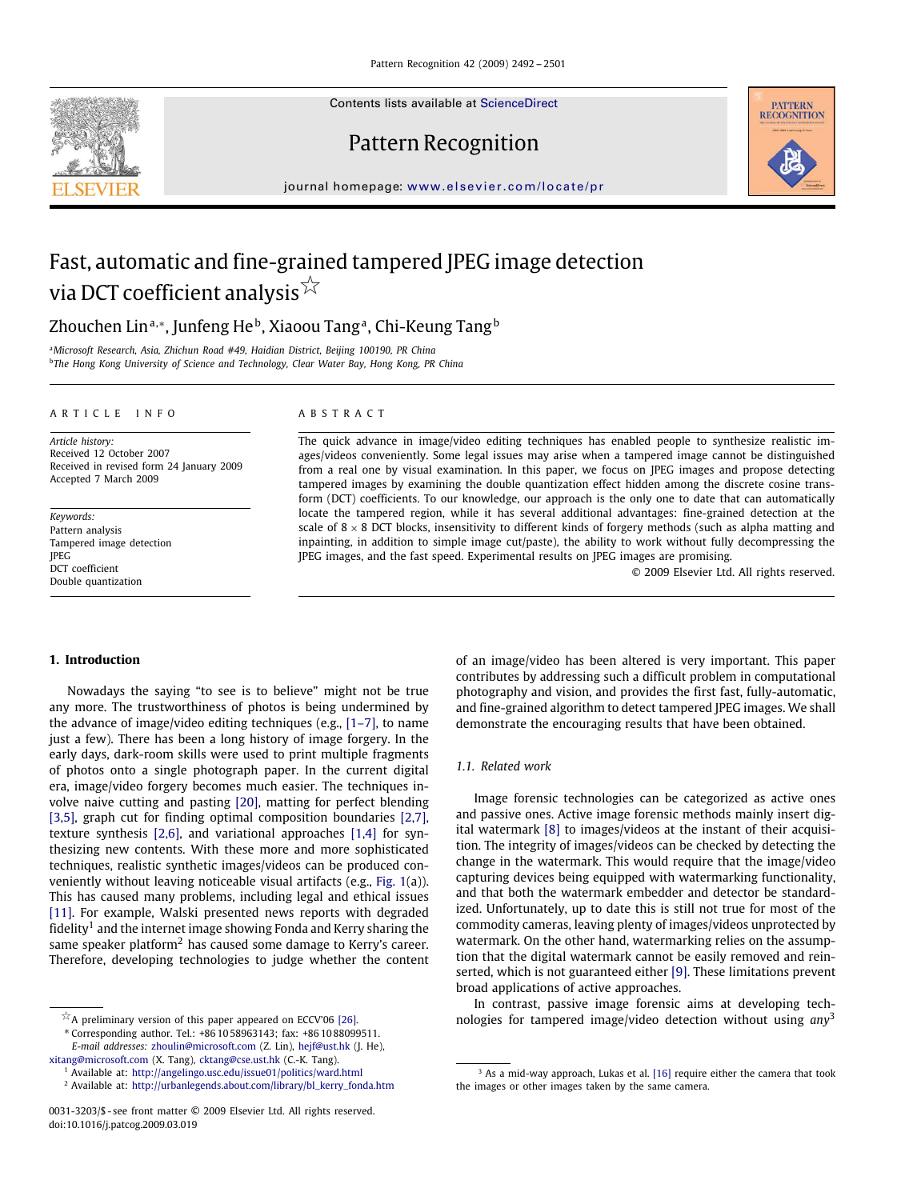# Fast, automatic and fine-grained tampered JPEG image detection via DCT coefficient analysis ☆

Zhouchen Lin[a,*], Junfeng He[b], Xiaoou Tang[a], Chi-Keung Tang[b]

[a] Microsoft Research, Asia, Zhichun Road #49, Haidian District, Beijing 100190, PR China
[b] The Hong Kong University of Science and Technology, Clear Water Bay, Hong Kong, PR China

**ARTICLE INFO**

*Article history:*
Received 12 October 2007
Received in revised form 24 January 2009
Accepted 7 March 2009

*Keywords:*
Pattern analysis
Tampered image detection
JPEG
DCT coefficient
Double quantization

**ABSTRACT**

The quick advance in image/video editing techniques has enabled people to synthesize realistic images/videos conveniently. Some legal issues may arise when a tampered image cannot be distinguished from a real one by visual examination. In this paper, we focus on JPEG images and propose detecting tampered images by examining the double quantization effect hidden among the discrete cosine transform (DCT) coefficients. To our knowledge, our approach is the only one to date that can automatically locate the tampered region, while it has several additional advantages: fine-grained detection at the scale of $8 \times 8$ DCT blocks, insensitivity to different kinds of forgery methods (such as alpha matting and inpainting, in addition to simple image cut/paste), the ability to work without fully decompressing the JPEG images, and the fast speed. Experimental results on JPEG images are promising.

© 2009 Elsevier Ltd. All rights reserved.

## 1. Introduction

Nowadays the saying "to see is to believe" might not be true any more. The trustworthiness of photos is being undermined by the advance of image/video editing techniques (e.g., [1–7], to name just a few). There has been a long history of image forgery. In the early days, dark-room skills were used to print multiple fragments of photos onto a single photograph paper. In the current digital era, image/video forgery becomes much easier. The techniques involve naive cutting and pasting [20], matting for perfect blending [3,5], graph cut for finding optimal composition boundaries [2,7], texture synthesis [2,6], and variational approaches [1,4] for synthesizing new contents. With these more and more sophisticated techniques, realistic synthetic images/videos can be produced conveniently without leaving noticeable visual artifacts (e.g., Fig. 1(a)). This has caused many problems, including legal and ethical issues [11]. For example, Walski presented news reports with degraded fidelity[1] and the internet image showing Fonda and Kerry sharing the same speaker platform[2] has caused some damage to Kerry's career. Therefore, developing technologies to judge whether the content of an image/video has been altered is very important. This paper contributes by addressing such a difficult problem in computational photography and vision, and provides the first fast, fully-automatic, and fine-grained algorithm to detect tampered JPEG images. We shall demonstrate the encouraging results that have been obtained.

### 1.1. Related work

Image forensic technologies can be categorized as active ones and passive ones. Active image forensic methods mainly insert digital watermark [8] to images/videos at the instant of their acquisition. The integrity of images/videos can be checked by detecting the change in the watermark. This would require that the image/video capturing devices being equipped with watermarking functionality, and that both the watermark embedder and detector be standardized. Unfortunately, up to date this is still not true for most of the commodity cameras, leaving plenty of images/videos unprotected by watermark. On the other hand, watermarking relies on the assumption that the digital watermark cannot be easily removed and reinserted, which is not guaranteed either [9]. These limitations prevent broad applications of active approaches.

In contrast, passive image forensic aims at developing technologies for tampered image/video detection without using *any*[3]

☆ A preliminary version of this paper appeared on ECCV'06 [26].
\* Corresponding author. Tel.: +86 10 58963143; fax: +86 10 88099511.
*E-mail addresses:* zhoulin@microsoft.com (Z. Lin), hejf@ust.hk (J. He), xitang@microsoft.com (X. Tang), cktang@cse.ust.hk (C.-K. Tang).
[1] Available at: http://angelingo.usc.edu/issue01/politics/ward.html
[2] Available at: http://urbanlegends.about.com/library/bl_kerry_fonda.htm
[3] As a mid-way approach, Lukas et al. [16] require either the camera that took the images or other images taken by the same camera.

0031-3203/$ - see front matter © 2009 Elsevier Ltd. All rights reserved.
doi:10.1016/j.patcog.2009.03.019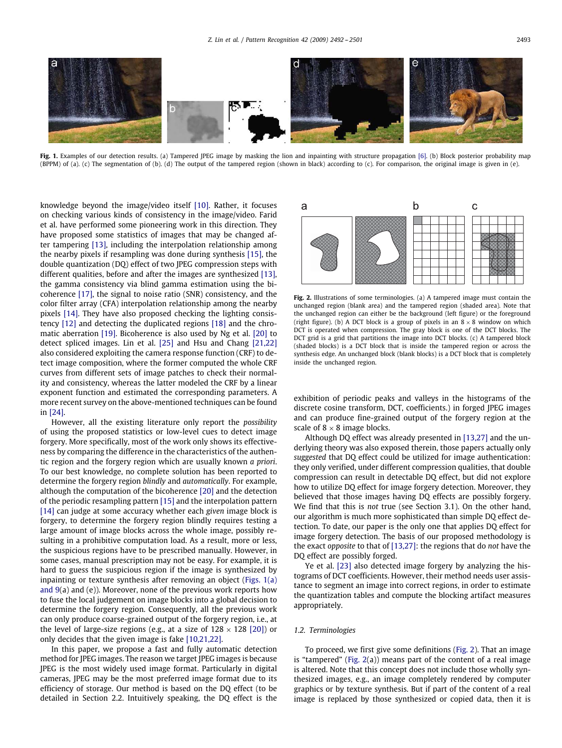Fig. 1. Examples of our detection results. (a) Tampered JPEG image by masking the lion and inpainting with structure propagation [6]. (b) Block posterior probability map (BPPM) of (a). (c) The segmentation of (b). (d) The output of the tampered region (shown in black) according to (c). For comparison, the original image is given in (e).

knowledge beyond the image/video itself [10]. Rather, it focuses on checking various kinds of consistency in the image/video. Farid et al. have performed some pioneering work in this direction. They have proposed some statistics of images that may be changed after tampering [13], including the interpolation relationship among the nearby pixels if resampling was done during synthesis [15], the double quantization (DQ) effect of two JPEG compression steps with different qualities, before and after the images are synthesized [13], the gamma consistency via blind gamma estimation using the bicoherence [17], the signal to noise ratio (SNR) consistency, and the color filter array (CFA) interpolation relationship among the nearby pixels [14]. They have also proposed checking the lighting consistency [12] and detecting the duplicated regions [18] and the chromatic aberration [19]. Bicoherence is also used by Ng et al. [20] to detect spliced images. Lin et al. [25] and Hsu and Chang [21,22] also considered exploiting the camera response function (CRF) to detect image composition, where the former computed the whole CRF curves from different sets of image patches to check their normality and consistency, whereas the latter modeled the CRF by a linear exponent function and estimated the corresponding parameters. A more recent survey on the above-mentioned techniques can be found in [24].

However, all the existing literature only report the *possibility* of using the proposed statistics or low-level cues to detect image forgery. More specifically, most of the work only shows its effectiveness by comparing the difference in the characteristics of the authentic region and the forgery region which are usually known *a priori*. To our best knowledge, no complete solution has been reported to determine the forgery region *blindly* and *automatically*. For example, although the computation of the bicoherence [20] and the detection of the periodic resampling pattern [15] and the interpolation pattern [14] can judge at some accuracy whether each *given* image block is forgery, to determine the forgery region blindly requires testing a large amount of image blocks across the whole image, possibly resulting in a prohibitive computation load. As a result, more or less, the suspicious regions have to be prescribed manually. However, in some cases, manual prescription may not be easy. For example, it is hard to guess the suspicious region if the image is synthesized by inpainting or texture synthesis after removing an object (Figs. 1(a) and 9(a) and (e)). Moreover, none of the previous work reports how to fuse the local judgement on image blocks into a global decision to determine the forgery region. Consequently, all the previous work can only produce coarse-grained output of the forgery region, i.e., at the level of large-size regions (e.g., at a size of $128 \times 128$ [20]) or only decides that the given image is fake [10,21,22].

In this paper, we propose a fast and fully automatic detection method for JPEG images. The reason we target JPEG images is because JPEG is the most widely used image format. Particularly in digital cameras, JPEG may be the most preferred image format due to its efficiency of storage. Our method is based on the DQ effect (to be detailed in Section 2.2. Intuitively speaking, the DQ effect is the exhibition of periodic peaks and valleys in the histograms of the discrete cosine transform, DCT, coefficients.) in forged JPEG images and can produce fine-grained output of the forgery region at the scale of $8 \times 8$ image blocks.

Fig. 2. Illustrations of some terminologies. (a) A tampered image must contain the unchanged region (blank area) and the tampered region (shaded area). Note that the unchanged region can either be the background (left figure) or the foreground (right figure). (b) A DCT block is a group of pixels in an $8 \times 8$ window on which DCT is operated when compression. The gray block is one of the DCT blocks. The DCT grid is a grid that partitions the image into DCT blocks. (c) A tampered block (shaded blocks) is a DCT block that is inside the tampered region or across the synthesis edge. An unchanged block (blank blocks) is a DCT block that is completely inside the unchanged region.

Although DQ effect was already presented in [13,27] and the underlying theory was also exposed therein, those papers actually only *suggested* that DQ effect could be utilized for image authentication: they only verified, under different compression qualities, that double compression can result in detectable DQ effect, but did not explore how to utilize DQ effect for image forgery detection. Moreover, they believed that those images having DQ effects are possibly forgery. We find that this is *not* true (see Section 3.1). On the other hand, our algorithm is much more sophisticated than simple DQ effect detection. To date, our paper is the only one that applies DQ effect for image forgery detection. The basis of our proposed methodology is the exact *opposite* to that of [13,27]: the regions that do *not* have the DQ effect are possibly forged.

Ye et al. [23] also detected image forgery by analyzing the histograms of DCT coefficients. However, their method needs user assistance to segment an image into correct regions, in order to estimate the quantization tables and compute the blocking artifact measures appropriately.

### 1.2. Terminologies

To proceed, we first give some definitions (Fig. 2). That an image is "tampered" (Fig. 2(a)) means part of the content of a real image is altered. Note that this concept does not include those wholly synthesized images, e.g., an image completely rendered by computer graphics or by texture synthesis. But if part of the content of a real image is replaced by those synthesized or copied data, then it is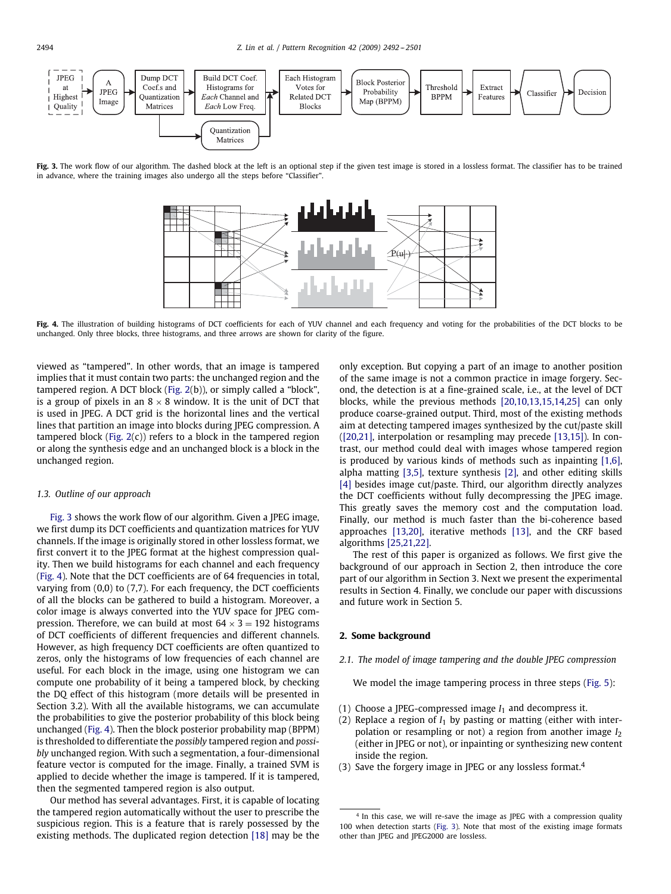Fig. 3. The work flow of our algorithm. The dashed block at the left is an optional step if the given test image is stored in a lossless format. The classifier has to be trained in advance, where the training images also undergo all the steps before "Classifier".

Fig. 4. The illustration of building histograms of DCT coefficients for each of YUV channel and each frequency and voting for the probabilities of the DCT blocks to be unchanged. Only three blocks, three histograms, and three arrows are shown for clarity of the figure.

viewed as "tampered". In other words, that an image is tampered implies that it must contain two parts: the unchanged region and the tampered region. A DCT block (Fig. 2(b)), or simply called a "block", is a group of pixels in an $8 \times 8$ window. It is the unit of DCT that is used in JPEG. A DCT grid is the horizontal lines and the vertical lines that partition an image into blocks during JPEG compression. A tampered block (Fig. 2(c)) refers to a block in the tampered region or along the synthesis edge and an unchanged block is a block in the unchanged region.

### 1.3. Outline of our approach

Fig. 3 shows the work flow of our algorithm. Given a JPEG image, we first dump its DCT coefficients and quantization matrices for YUV channels. If the image is originally stored in other lossless format, we first convert it to the JPEG format at the highest compression quality. Then we build histograms for each channel and each frequency (Fig. 4). Note that the DCT coefficients are of 64 frequencies in total, varying from (0,0) to (7,7). For each frequency, the DCT coefficients of all the blocks can be gathered to build a histogram. Moreover, a color image is always converted into the YUV space for JPEG compression. Therefore, we can build at most $64 \times 3 = 192$ histograms of DCT coefficients of different frequencies and different channels. However, as high frequency DCT coefficients are often quantized to zeros, only the histograms of low frequencies of each channel are useful. For each block in the image, using one histogram we can compute one probability of it being a tampered block, by checking the DQ effect of this histogram (more details will be presented in Section 3.2). With all the available histograms, we can accumulate the probabilities to give the posterior probability of this block being unchanged (Fig. 4). Then the block posterior probability map (BPPM) is thresholded to differentiate the *possibly* tampered region and *possibly* unchanged region. With such a segmentation, a four-dimensional feature vector is computed for the image. Finally, a trained SVM is applied to decide whether the image is tampered. If it is tampered, then the segmented tampered region is also output.

Our method has several advantages. First, it is capable of locating the tampered region automatically without the user to prescribe the suspicious region. This is a feature that is rarely possessed by the existing methods. The duplicated region detection [18] may be the only exception. But copying a part of an image to another position of the same image is not a common practice in image forgery. Second, the detection is at a fine-grained scale, i.e., at the level of DCT blocks, while the previous methods [20,10,13,15,14,25] can only produce coarse-grained output. Third, most of the existing methods aim at detecting tampered images synthesized by the cut/paste skill ([20,21], interpolation or resampling may precede [13,15]). In contrast, our method could deal with images whose tampered region is produced by various kinds of methods such as inpainting [1,6], alpha matting [3,5], texture synthesis [2], and other editing skills [4] besides image cut/paste. Third, our algorithm directly analyzes the DCT coefficients without fully decompressing the JPEG image. This greatly saves the memory cost and the computation load. Finally, our method is much faster than the bi-coherence based approaches [13,20], iterative methods [13], and the CRF based algorithms [25,21,22].

The rest of this paper is organized as follows. We first give the background of our approach in Section 2, then introduce the core part of our algorithm in Section 3. Next we present the experimental results in Section 4. Finally, we conclude our paper with discussions and future work in Section 5.

## 2. Some background

### 2.1. The model of image tampering and the double JPEG compression

We model the image tampering process in three steps (Fig. 5):

(1) Choose a JPEG-compressed image $I_1$ and decompress it.
(2) Replace a region of $I_1$ by pasting or matting (either with interpolation or resampling or not) a region from another image $I_2$ (either in JPEG or not), or inpainting or synthesizing new content inside the region.
(3) Save the forgery image in JPEG or any lossless format.[4]

[4] In this case, we will re-save the image as JPEG with a compression quality 100 when detection starts (Fig. 3). Note that most of the existing image formats other than JPEG and JPEG2000 are lossless.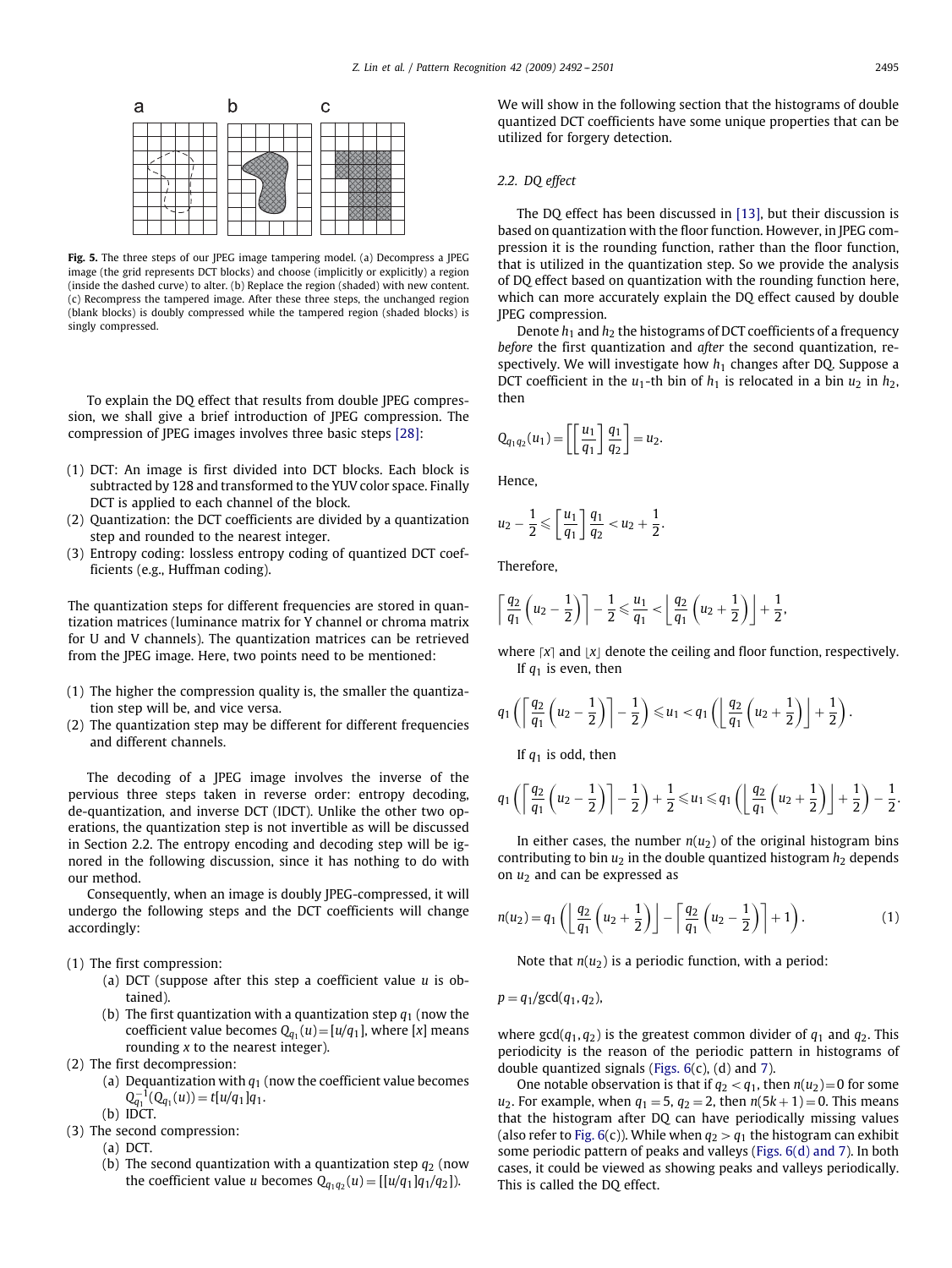Fig. 5. The three steps of our JPEG image tampering model. (a) Decompress a JPEG image (the grid represents DCT blocks) and choose (implicitly or explicitly) a region (inside the dashed curve) to alter. (b) Replace the region (shaded) with new content. (c) Recompress the tampered image. After these three steps, the unchanged region (blank blocks) is doubly compressed while the tampered region (shaded blocks) is singly compressed.

To explain the DQ effect that results from double JPEG compression, we shall give a brief introduction of JPEG compression. The compression of JPEG images involves three basic steps [28]:

(1) DCT: An image is first divided into DCT blocks. Each block is subtracted by 128 and transformed to the YUV color space. Finally DCT is applied to each channel of the block.
(2) Quantization: the DCT coefficients are divided by a quantization step and rounded to the nearest integer.
(3) Entropy coding: lossless entropy coding of quantized DCT coefficients (e.g., Huffman coding).

The quantization steps for different frequencies are stored in quantization matrices (luminance matrix for Y channel or chroma matrix for U and V channels). The quantization matrices can be retrieved from the JPEG image. Here, two points need to be mentioned:

(1) The higher the compression quality is, the smaller the quantization step will be, and vice versa.
(2) The quantization step may be different for different frequencies and different channels.

The decoding of a JPEG image involves the inverse of the pervious three steps taken in reverse order: entropy decoding, de-quantization, and inverse DCT (IDCT). Unlike the other two operations, the quantization step is not invertible as will be discussed in Section 2.2. The entropy encoding and decoding step will be ignored in the following discussion, since it has nothing to do with our method.

Consequently, when an image is doubly JPEG-compressed, it will undergo the following steps and the DCT coefficients will change accordingly:

(1) The first compression:
    (a) DCT (suppose after this step a coefficient value $u$ is obtained).
    (b) The first quantization with a quantization step $q_1$ (now the coefficient value becomes $Q_{q_1}(u) = [u/q_1]$, where $[x]$ means rounding $x$ to the nearest integer).
(2) The first decompression:
    (a) Dequantization with $q_1$ (now the coefficient value becomes $Q_{q_1}^{-1}(Q_{q_1}(u)) = t[u/q_1]q_1$.
    (b) IDCT.
(3) The second compression:
    (a) DCT.
    (b) The second quantization with a quantization step $q_2$ (now the coefficient value $u$ becomes $Q_{q_1 q_2}(u) = [[u/q_1]q_1/q_2]$).

We will show in the following section that the histograms of double quantized DCT coefficients have some unique properties that can be utilized for forgery detection.

### 2.2. DQ effect

The DQ effect has been discussed in [13], but their discussion is based on quantization with the floor function. However, in JPEG compression it is the rounding function, rather than the floor function, that is utilized in the quantization step. So we provide the analysis of DQ effect based on quantization with the rounding function here, which can more accurately explain the DQ effect caused by double JPEG compression.

Denote $h_1$ and $h_2$ the histograms of DCT coefficients of a frequency *before* the first quantization and *after* the second quantization, respectively. We will investigate how $h_1$ changes after DQ. Suppose a DCT coefficient in the $u_1$-th bin of $h_1$ is relocated in a bin $u_2$ in $h_2$, then

$$Q_{q_1 q_2}(u_1) = \left[\left[\frac{u_1}{q_1}\right]\frac{q_1}{q_2}\right] = u_2.$$

Hence,

$$u_2 - \frac{1}{2} \leqslant \left[\frac{u_1}{q_1}\right]\frac{q_1}{q_2} < u_2 + \frac{1}{2}.$$

Therefore,

$$\left\lceil \frac{q_2}{q_1}\left(u_2 - \frac{1}{2}\right)\right\rceil - \frac{1}{2} \leqslant \frac{u_1}{q_1} < \left\lfloor \frac{q_2}{q_1}\left(u_2 + \frac{1}{2}\right)\right\rfloor + \frac{1}{2},$$

where $\lceil x \rceil$ and $\lfloor x \rfloor$ denote the ceiling and floor function, respectively.

If $q_1$ is even, then

$$q_1\left(\left\lceil \frac{q_2}{q_1}\left(u_2 - \frac{1}{2}\right)\right\rceil - \frac{1}{2}\right) \leqslant u_1 < q_1\left(\left\lfloor \frac{q_2}{q_1}\left(u_2 + \frac{1}{2}\right)\right\rfloor + \frac{1}{2}\right).$$

If $q_1$ is odd, then

$$q_1\left(\left\lceil \frac{q_2}{q_1}\left(u_2 - \frac{1}{2}\right)\right\rceil - \frac{1}{2}\right) + \frac{1}{2} \leqslant u_1 \leqslant q_1\left(\left\lfloor \frac{q_2}{q_1}\left(u_2 + \frac{1}{2}\right)\right\rfloor + \frac{1}{2}\right) - \frac{1}{2}.$$

In either cases, the number $n(u_2)$ of the original histogram bins contributing to bin $u_2$ in the double quantized histogram $h_2$ depends on $u_2$ and can be expressed as

$$n(u_2) = q_1\left(\left\lfloor \frac{q_2}{q_1}\left(u_2 + \frac{1}{2}\right)\right\rfloor - \left\lceil \frac{q_2}{q_1}\left(u_2 - \frac{1}{2}\right)\right\rceil + 1\right). \tag{1}$$

Note that $n(u_2)$ is a periodic function, with a period:

$$p = q_1/\gcd(q_1, q_2),$$

where $\gcd(q_1, q_2)$ is the greatest common divider of $q_1$ and $q_2$. This periodicity is the reason of the periodic pattern in histograms of double quantized signals (Figs. 6(c), (d) and 7).

One notable observation is that if $q_2 < q_1$, then $n(u_2) = 0$ for some $u_2$. For example, when $q_1 = 5$, $q_2 = 2$, then $n(5k+1) = 0$. This means that the histogram after DQ can have periodically missing values (also refer to Fig. 6(c)). While when $q_2 > q_1$ the histogram can exhibit some periodic pattern of peaks and valleys (Figs. 6(d) and 7). In both cases, it could be viewed as showing peaks and valleys periodically. This is called the DQ effect.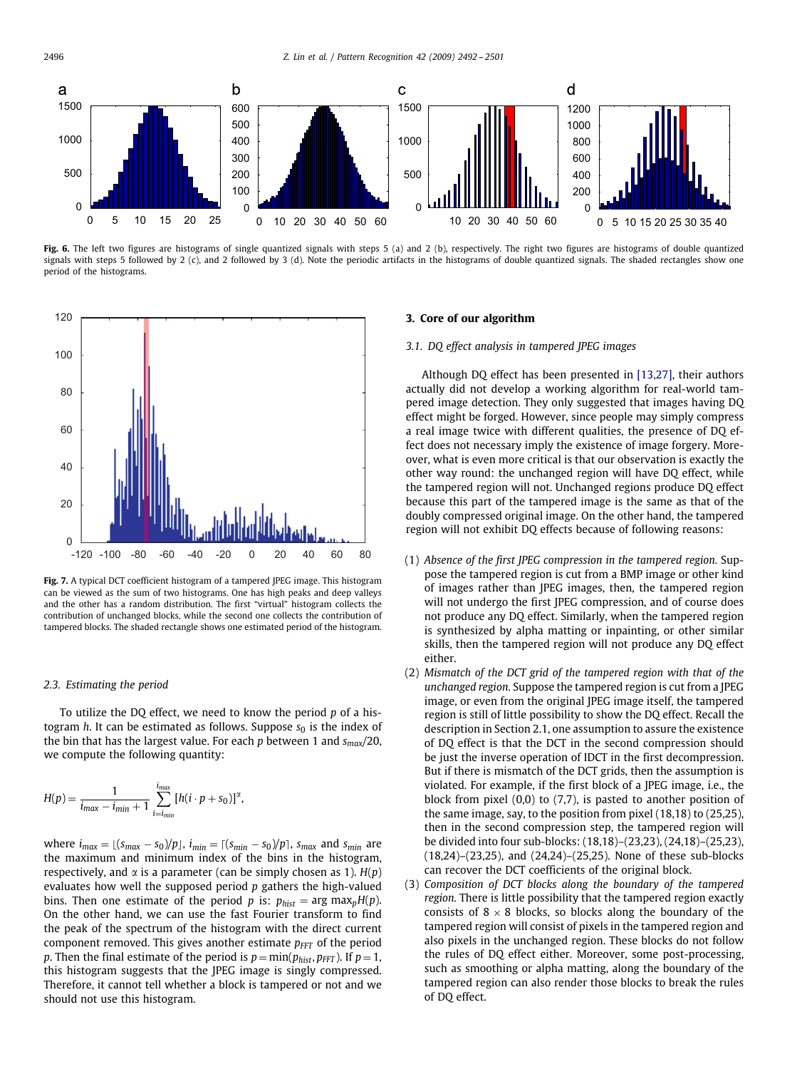**Fig. 6.** The left two figures are histograms of single quantized signals with steps 5 (a) and 2 (b), respectively. The right two figures are histograms of double quantized signals with steps 5 followed by 2 (c), and 2 followed by 3 (d). Note the periodic artifacts in the histograms of double quantized signals. The shaded rectangles show one period of the histograms.

**Fig. 7.** A typical DCT coefficient histogram of a tampered JPEG image. This histogram can be viewed as the sum of two histograms. One has high peaks and deep valleys and the other has a random distribution. The first "virtual" histogram collects the contribution of unchanged blocks, while the second one collects the contribution of tampered blocks. The shaded rectangle shows one estimated period of the histogram.

### 2.3. Estimating the period

To utilize the DQ effect, we need to know the period $p$ of a histogram $h$. It can be estimated as follows. Suppose $s_0$ is the index of the bin that has the largest value. For each $p$ between 1 and $s_{max}/20$, we compute the following quantity:

$$H(p) = \frac{1}{i_{max} - i_{min} + 1} \sum_{i=i_{min}}^{i_{max}} [h(i \cdot p + s_0)]^{\alpha},$$

where $i_{max} = \lfloor (s_{max} - s_0)/p \rfloor$, $i_{min} = \lceil (s_{min} - s_0)/p \rceil$, $s_{max}$ and $s_{min}$ are the maximum and minimum index of the bins in the histogram, respectively, and $\alpha$ is a parameter (can be simply chosen as 1). $H(p)$ evaluates how well the supposed period $p$ gathers the high-valued bins. Then one estimate of the period $p$ is: $p_{hist} = \arg\max_p H(p)$. On the other hand, we can use the fast Fourier transform to find the peak of the spectrum of the histogram with the direct current component removed. This gives another estimate $p_{FFT}$ of the period $p$. Then the final estimate of the period is $p = \min(p_{hist}, p_{FFT})$. If $p = 1$, this histogram suggests that the JPEG image is singly compressed. Therefore, it cannot tell whether a block is tampered or not and we should not use this histogram.

## 3. Core of our algorithm

### 3.1. DQ effect analysis in tampered JPEG images

Although DQ effect has been presented in [13,27], their authors actually did not develop a working algorithm for real-world tampered image detection. They only suggested that images having DQ effect might be forged. However, since people may simply compress a real image twice with different qualities, the presence of DQ effect does not necessary imply the existence of image forgery. Moreover, what is even more critical is that our observation is exactly the other way round: the unchanged region will have DQ effect, while the tampered region will not. Unchanged regions produce DQ effect because this part of the tampered image is the same as that of the doubly compressed original image. On the other hand, the tampered region will not exhibit DQ effects because of following reasons:

(1) *Absence of the first JPEG compression in the tampered region.* Suppose the tampered region is cut from a BMP image or other kind of images rather than JPEG images, then, the tampered region will not undergo the first JPEG compression, and of course does not produce any DQ effect. Similarly, when the tampered region is synthesized by alpha matting or inpainting, or other similar skills, then the tampered region will not produce any DQ effect either.

(2) *Mismatch of the DCT grid of the tampered region with that of the unchanged region.* Suppose the tampered region is cut from a JPEG image, or even from the original JPEG image itself, the tampered region is still of little possibility to show the DQ effect. Recall the description in Section 2.1, one assumption to assure the existence of DQ effect is that the DCT in the second compression should be just the inverse operation of IDCT in the first decompression. But if there is mismatch of the DCT grids, then the assumption is violated. For example, if the first block of a JPEG image, i.e., the block from pixel (0,0) to (7,7), is pasted to another position of the same image, say, to the position from pixel (18,18) to (25,25), then in the second compression step, the tampered region will be divided into four sub-blocks: (18,18)–(23,23), (24,18)–(25,23), (18,24)–(23,25), and (24,24)–(25,25). None of these sub-blocks can recover the DCT coefficients of the original block.

(3) *Composition of DCT blocks along the boundary of the tampered region.* There is little possibility that the tampered region exactly consists of $8 \times 8$ blocks, so blocks along the boundary of the tampered region will consist of pixels in the tampered region and also pixels in the unchanged region. These blocks do not follow the rules of DQ effect either. Moreover, some post-processing, such as smoothing or alpha matting, along the boundary of the tampered region can also render those blocks to break the rules of DQ effect.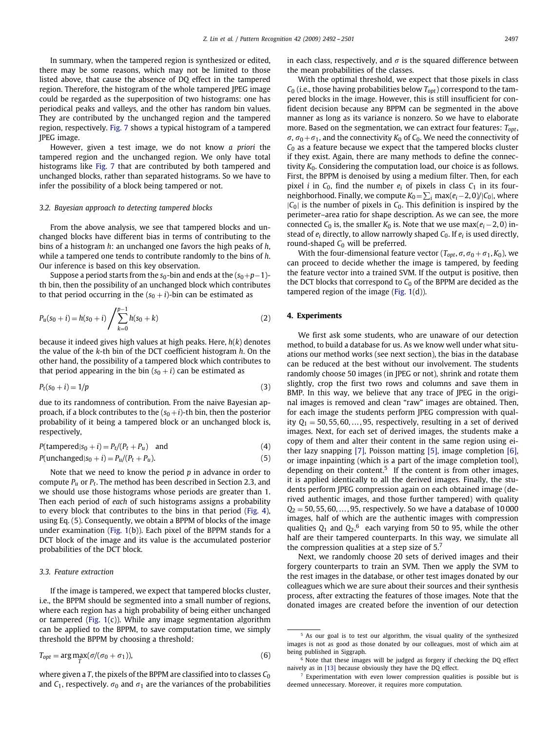In summary, when the tampered region is synthesized or edited, there may be some reasons, which may not be limited to those listed above, that cause the absence of DQ effect in the tampered region. Therefore, the histogram of the whole tampered JPEG image could be regarded as the superposition of two histograms: one has periodical peaks and valleys, and the other has random bin values. They are contributed by the unchanged region and the tampered region, respectively. Fig. 7 shows a typical histogram of a tampered JPEG image.

However, given a test image, we do not know *a priori* the tampered region and the unchanged region. We only have total histograms like Fig. 7 that are contributed by both tampered and unchanged blocks, rather than separated histograms. So we have to infer the possibility of a block being tampered or not.

### 3.2. Bayesian approach to detecting tampered blocks

From the above analysis, we see that tampered blocks and unchanged blocks have different bias in terms of contributing to the bins of a histogram $h$: an unchanged one favors the high peaks of $h$, while a tampered one tends to contribute randomly to the bins of $h$. Our inference is based on this key observation.

Suppose a period starts from the $s_0$-bin and ends at the $(s_0+p-1)$-th bin, then the possibility of an unchanged block which contributes to that period occurring in the $(s_0+i)$-bin can be estimated as

$$P_u(s_0+i) = h(s_0+i) \Bigg/ \sum_{k=0}^{p-1} h(s_0+k) \tag{2}$$

because it indeed gives high values at high peaks. Here, $h(k)$ denotes the value of the $k$-th bin of the DCT coefficient histogram $h$. On the other hand, the possibility of a tampered block which contributes to that period appearing in the bin $(s_0+i)$ can be estimated as

$$P_t(s_0+i) = 1/p \tag{3}$$

due to its randomness of contribution. From the naive Bayesian approach, if a block contributes to the $(s_0+i)$-th bin, then the posterior probability of it being a tampered block or an unchanged block is, respectively,

$$P(\text{tampered}|s_0+i) = P_t/(P_t+P_u) \quad \text{and} \tag{4}$$

$$P(\text{unchanged}|s_0+i) = P_u/(P_t+P_u). \tag{5}$$

Note that we need to know the period $p$ in advance in order to compute $P_u$ or $P_t$. The method has been described in Section 2.3, and we should use those histograms whose periods are greater than 1. Then each period of *each* of such histograms assigns a probability to every block that contributes to the bins in that period (Fig. 4), using Eq. (5). Consequently, we obtain a BPPM of blocks of the image under examination (Fig. 1(b)). Each pixel of the BPPM stands for a DCT block of the image and its value is the accumulated posterior probabilities of the DCT block.

### 3.3. Feature extraction

If the image is tampered, we expect that tampered blocks cluster, i.e., the BPPM should be segmented into a small number of regions, where each region has a high probability of being either unchanged or tampered (Fig. 1(c)). While any image segmentation algorithm can be applied to the BPPM, to save computation time, we simply threshold the BPPM by choosing a threshold:

$$T_{opt} = \arg\max_T (\sigma/(\sigma_0+\sigma_1)), \tag{6}$$

where given a $T$, the pixels of the BPPM are classified into to classes $C_0$ and $C_1$, respectively. $\sigma_0$ and $\sigma_1$ are the variances of the probabilities in each class, respectively, and $\sigma$ is the squared difference between the mean probabilities of the classes.

With the optimal threshold, we expect that those pixels in class $C_0$ (i.e., those having probabilities below $T_{opt}$) correspond to the tampered blocks in the image. However, this is still insufficient for confident decision because any BPPM can be segmented in the above manner as long as its variance is nonzero. So we have to elaborate more. Based on the segmentation, we can extract four features: $T_{opt}$, $\sigma$, $\sigma_0+\sigma_1$, and the connectivity $K_0$ of $C_0$. We need the connectivity of $C_0$ as a feature because we expect that the tampered blocks cluster if they exist. Again, there are many methods to define the connectivity $K_0$. Considering the computation load, our choice is as follows. First, the BPPM is denoised by using a medium filter. Then, for each pixel $i$ in $C_0$, find the number $e_i$ of pixels in class $C_1$ in its four-neighborhood. Finally, we compute $K_0 = \sum_i \max(e_i-2,0)/|C_0|$, where $|C_0|$ is the number of pixels in $C_0$. This definition is inspired by the perimeter–area ratio for shape description. As we can see, the more connected $C_0$ is, the smaller $K_0$ is. Note that we use $\max(e_i-2,0)$ instead of $e_i$ directly, to allow narrowly shaped $C_0$. If $e_i$ is used directly, round-shaped $C_0$ will be preferred.

With the four-dimensional feature vector $(T_{opt}, \sigma, \sigma_0+\sigma_1, K_0)$, we can proceed to decide whether the image is tampered, by feeding the feature vector into a trained SVM. If the output is positive, then the DCT blocks that correspond to $C_0$ of the BPPM are decided as the tampered region of the image (Fig. 1(d)).

## 4. Experiments

We first ask some students, who are unaware of our detection method, to build a database for us. As we know well under what situations our method works (see next section), the bias in the database can be reduced at the best without our involvement. The students randomly choose 50 images (in JPEG or not), shrink and rotate them slightly, crop the first two rows and columns and save them in BMP. In this way, we believe that any trace of JPEG in the original images is removed and clean "raw" images are obtained. Then, for each image the students perform JPEG compression with quality $Q_1 = 50, 55, 60, \ldots, 95$, respectively, resulting in a set of derived images. Next, for each set of derived images, the students make a copy of them and alter their content in the same region using either lazy snapping [7], Poisson matting [5], image completion [6], or image inpainting (which is a part of the image completion tool), depending on their content.[5] If the content is from other images, it is applied identically to all the derived images. Finally, the students perform JPEG compression again on each obtained image (derived authentic images, and those further tampered) with quality $Q_2 = 50, 55, 60, \ldots, 95$, respectively. So we have a database of 10 000 images, half of which are the authentic images with compression qualities $Q_1$ and $Q_2$,[6] each varying from 50 to 95, while the other half are their tampered counterparts. In this way, we simulate all the compression qualities at a step size of 5.[7]

Next, we randomly choose 20 sets of derived images and their forgery counterparts to train an SVM. Then we apply the SVM to the rest images in the database, or other test images donated by our colleagues which we are sure about their sources and their synthesis process, after extracting the features of those images. Note that the donated images are created before the invention of our detection

---

[5] As our goal is to test our algorithm, the visual quality of the synthesized images is not as good as those donated by our colleagues, most of which aim at being published in Siggraph.

[6] Note that these images will be judged as forgery if checking the DQ effect naively as in [13] because obviously they have the DQ effect.

[7] Experimentation with even lower compression qualities is possible but is deemed unnecessary. Moreover, it requires more computation.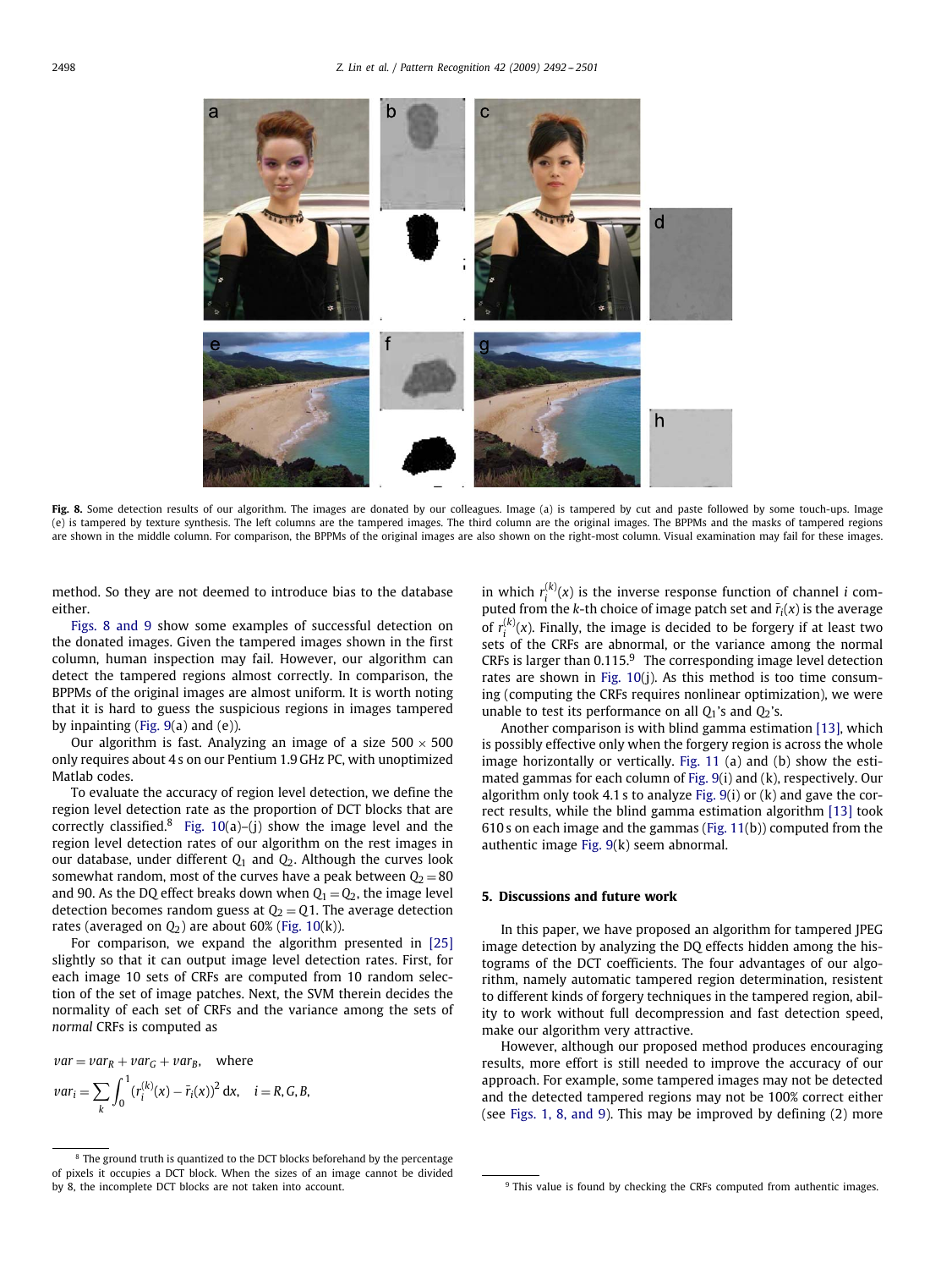**Fig. 8.** Some detection results of our algorithm. The images are donated by our colleagues. Image (a) is tampered by cut and paste followed by some touch-ups. Image (e) is tampered by texture synthesis. The left columns are the tampered images. The third column are the original images. The BPPMs and the masks of tampered regions are shown in the middle column. For comparison, the BPPMs of the original images are also shown on the right-most column. Visual examination may fail for these images.

method. So they are not deemed to introduce bias to the database either.

Figs. 8 and 9 show some examples of successful detection on the donated images. Given the tampered images shown in the first column, human inspection may fail. However, our algorithm can detect the tampered regions almost correctly. In comparison, the BPPMs of the original images are almost uniform. It is worth noting that it is hard to guess the suspicious regions in images tampered by inpainting (Fig. 9(a) and (e)).

Our algorithm is fast. Analyzing an image of a size $500 \times 500$ only requires about 4 s on our Pentium 1.9 GHz PC, with unoptimized Matlab codes.

To evaluate the accuracy of region level detection, we define the region level detection rate as the proportion of DCT blocks that are correctly classified.[8] Fig. 10(a)–(j) show the image level and the region level detection rates of our algorithm on the rest images in our database, under different $Q_1$ and $Q_2$. Although the curves look somewhat random, most of the curves have a peak between $Q_2 = 80$ and 90. As the DQ effect breaks down when $Q_1 = Q_2$, the image level detection becomes random guess at $Q_2 = Q1$. The average detection rates (averaged on $Q_2$) are about 60% (Fig. 10(k)).

For comparison, we expand the algorithm presented in [25] slightly so that it can output image level detection rates. First, for each image 10 sets of CRFs are computed from 10 random selection of the set of image patches. Next, the SVM therein decides the normality of each set of CRFs and the variance among the sets of *normal* CRFs is computed as

$$var = var_R + var_G + var_B, \quad \text{where}$$

$$var_i = \sum_k \int_0^1 (r_i^{(k)}(x) - \bar{r}_i(x))^2 \, dx, \quad i = R, G, B,$$

in which $r_i^{(k)}(x)$ is the inverse response function of channel $i$ computed from the $k$-th choice of image patch set and $\bar{r}_i(x)$ is the average of $r_i^{(k)}(x)$. Finally, the image is decided to be forgery if at least two sets of the CRFs are abnormal, or the variance among the normal CRFs is larger than 0.115.[9] The corresponding image level detection rates are shown in Fig. 10(j). As this method is too time consuming (computing the CRFs requires nonlinear optimization), we were unable to test its performance on all $Q_1$'s and $Q_2$'s.

Another comparison is with blind gamma estimation [13], which is possibly effective only when the forgery region is across the whole image horizontally or vertically. Fig. 11 (a) and (b) show the estimated gammas for each column of Fig. 9(i) and (k), respectively. Our algorithm only took 4.1 s to analyze Fig. 9(i) or (k) and gave the correct results, while the blind gamma estimation algorithm [13] took 610 s on each image and the gammas (Fig. 11(b)) computed from the authentic image Fig. 9(k) seem abnormal.

## 5. Discussions and future work

In this paper, we have proposed an algorithm for tampered JPEG image detection by analyzing the DQ effects hidden among the histograms of the DCT coefficients. The four advantages of our algorithm, namely automatic tampered region determination, resistent to different kinds of forgery techniques in the tampered region, ability to work without full decompression and fast detection speed, make our algorithm very attractive.

However, although our proposed method produces encouraging results, more effort is still needed to improve the accuracy of our approach. For example, some tampered images may not be detected and the detected tampered regions may not be 100% correct either (see Figs. 1, 8, and 9). This may be improved by defining (2) more

[8] The ground truth is quantized to the DCT blocks beforehand by the percentage of pixels it occupies a DCT block. When the sizes of an image cannot be divided by 8, the incomplete DCT blocks are not taken into account.

[9] This value is found by checking the CRFs computed from authentic images.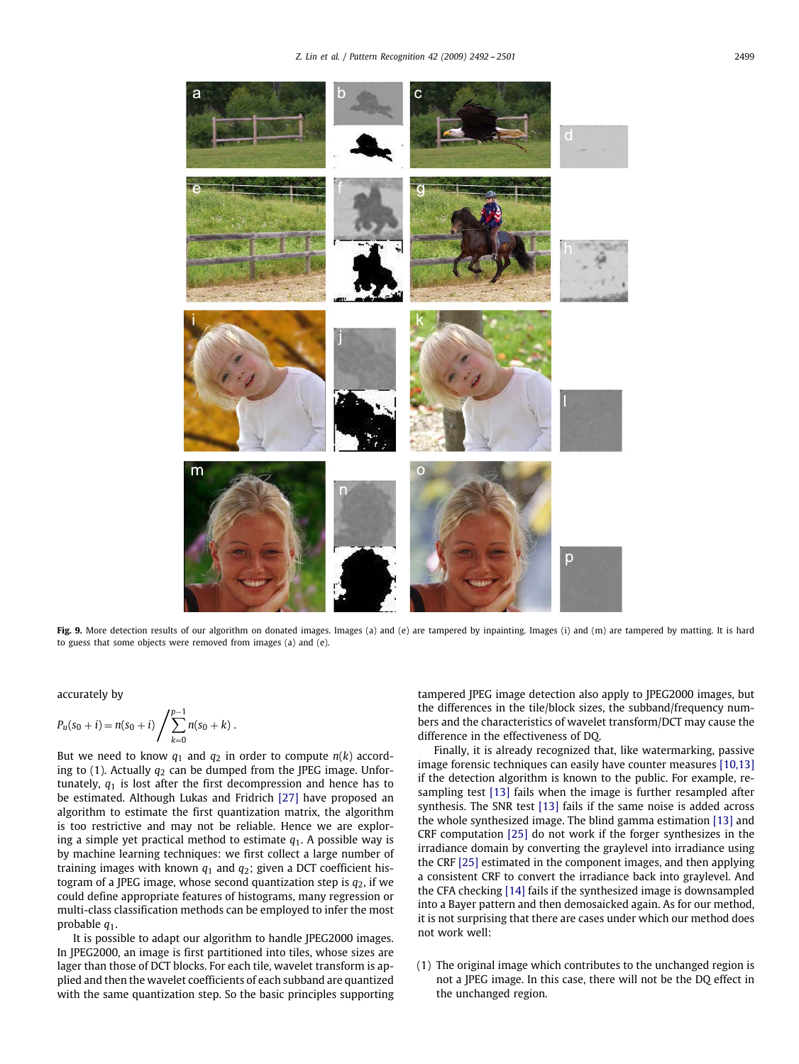**Fig. 9.** More detection results of our algorithm on donated images. Images (a) and (e) are tampered by inpainting. Images (i) and (m) are tampered by matting. It is hard to guess that some objects were removed from images (a) and (e).

accurately by

$$P_u(s_0+i) = n(s_0+i) \Bigg/ \sum_{k=0}^{p-1} n(s_0+k).$$

But we need to know $q_1$ and $q_2$ in order to compute $n(k)$ according to (1). Actually $q_2$ can be dumped from the JPEG image. Unfortunately, $q_1$ is lost after the first decompression and hence has to be estimated. Although Lukas and Fridrich [27] have proposed an algorithm to estimate the first quantization matrix, the algorithm is too restrictive and may not be reliable. Hence we are exploring a simple yet practical method to estimate $q_1$. A possible way is by machine learning techniques: we first collect a large number of training images with known $q_1$ and $q_2$; given a DCT coefficient histogram of a JPEG image, whose second quantization step is $q_2$, if we could define appropriate features of histograms, many regression or multi-class classification methods can be employed to infer the most probable $q_1$.

It is possible to adapt our algorithm to handle JPEG2000 images. In JPEG2000, an image is first partitioned into tiles, whose sizes are lager than those of DCT blocks. For each tile, wavelet transform is applied and then the wavelet coefficients of each subband are quantized with the same quantization step. So the basic principles supporting tampered JPEG image detection also apply to JPEG2000 images, but the differences in the tile/block sizes, the subband/frequency numbers and the characteristics of wavelet transform/DCT may cause the difference in the effectiveness of DQ.

Finally, it is already recognized that, like watermarking, passive image forensic techniques can easily have counter measures [10,13] if the detection algorithm is known to the public. For example, resampling test [13] fails when the image is further resampled after synthesis. The SNR test [13] fails if the same noise is added across the whole synthesized image. The blind gamma estimation [13] and CRF computation [25] do not work if the forger synthesizes in the irradiance domain by converting the graylevel into irradiance using the CRF [25] estimated in the component images, and then applying a consistent CRF to convert the irradiance back into graylevel. And the CFA checking [14] fails if the synthesized image is downsampled into a Bayer pattern and then demosaicked again. As for our method, it is not surprising that there are cases under which our method does not work well:

(1) The original image which contributes to the unchanged region is not a JPEG image. In this case, there will not be the DQ effect in the unchanged region.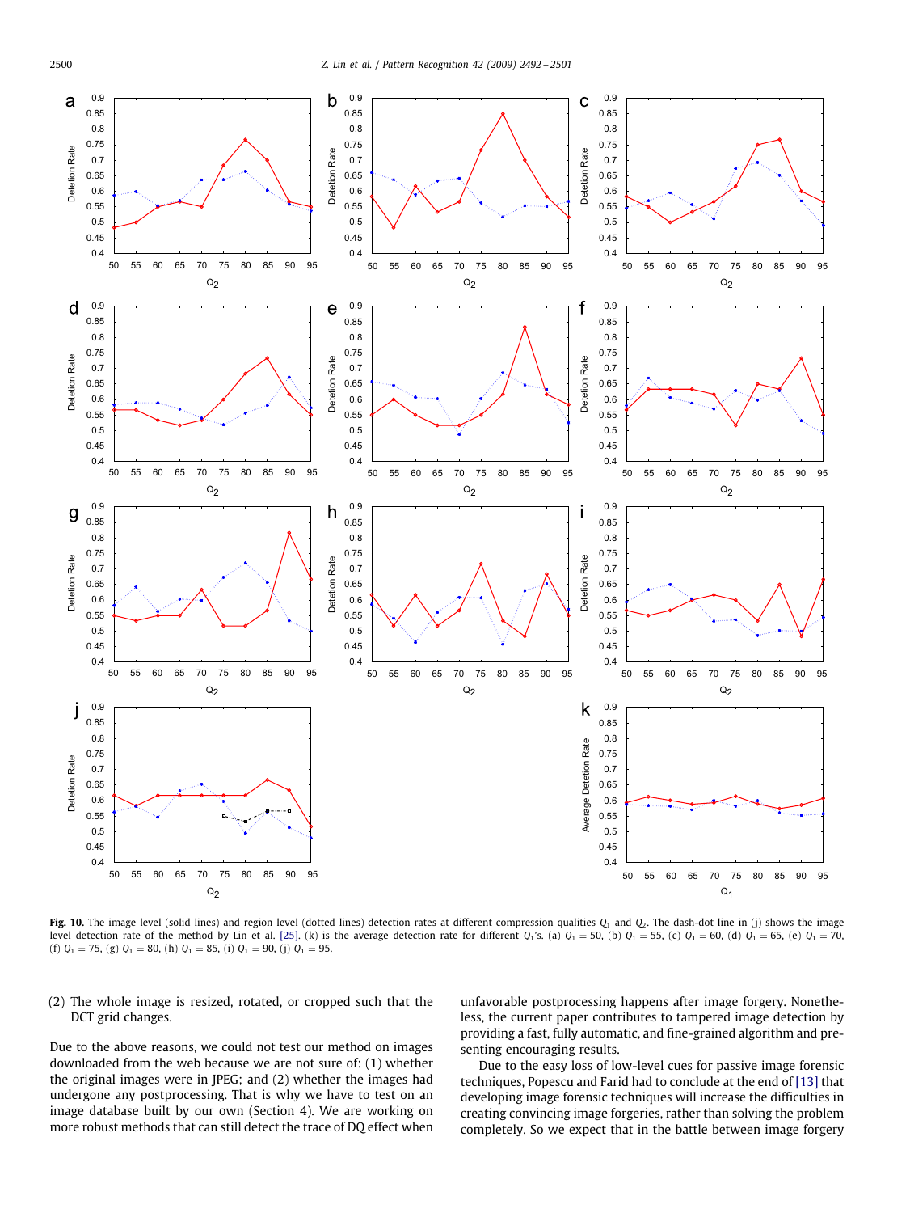**Fig. 10.** The image level (solid lines) and region level (dotted lines) detection rates at different compression qualities $Q_1$ and $Q_2$. The dash-dot line in (j) shows the image level detection rate of the method by Lin et al. [25]. (k) is the average detection rate for different $Q_1$'s. (a) $Q_1 = 50$, (b) $Q_1 = 55$, (c) $Q_1 = 60$, (d) $Q_1 = 65$, (e) $Q_1 = 70$, (f) $Q_1 = 75$, (g) $Q_1 = 80$, (h) $Q_1 = 85$, (i) $Q_1 = 90$, (j) $Q_1 = 95$.

(2) The whole image is resized, rotated, or cropped such that the DCT grid changes.

Due to the above reasons, we could not test our method on images downloaded from the web because we are not sure of: (1) whether the original images were in JPEG; and (2) whether the images had undergone any postprocessing. That is why we have to test on an image database built by our own (Section 4). We are working on more robust methods that can still detect the trace of DQ effect when unfavorable postprocessing happens after image forgery. Nonetheless, the current paper contributes to tampered image detection by providing a fast, fully automatic, and fine-grained algorithm and presenting encouraging results.

Due to the easy loss of low-level cues for passive image forensic techniques, Popescu and Farid had to conclude at the end of [13] that developing image forensic techniques will increase the difficulties in creating convincing image forgeries, rather than solving the problem completely. So we expect that in the battle between image forgery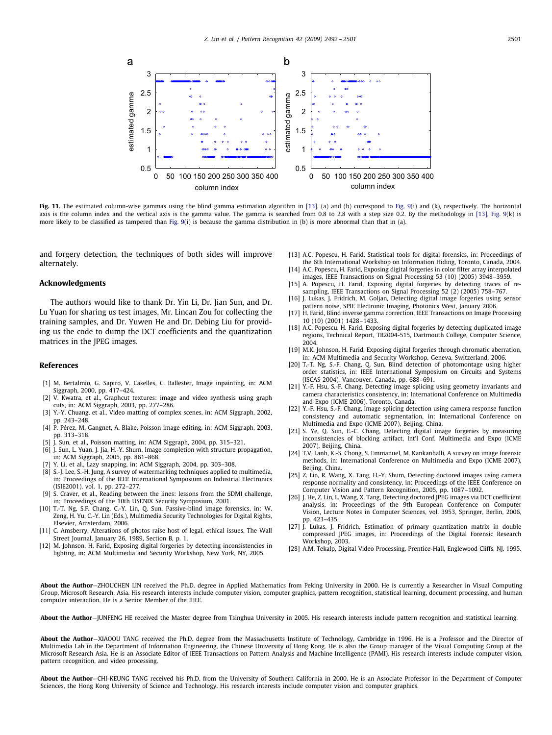a

3
2.5
2
1.5
1
0.5

estimated gamma

0 50 100 150 200 250 300 350 400

column index

b

3
2.5
2
1.5
1
0.5

estimated gamma

0 50 100 150 200 250 300 350 400

column index

**Fig. 11.** The estimated column-wise gammas using the blind gamma estimation algorithm in [13]. (a) and (b) correspond to Fig. 9(i) and (k), respectively. The horizontal axis is the column index and the vertical axis is the gamma value. The gamma is searched from 0.8 to 2.8 with a step size 0.2. By the methodology in [13], Fig. 9(k) is more likely to be classified as tampered than Fig. 9(i) is because the gamma distribution in (b) is more abnormal than that in (a).

and forgery detection, the techniques of both sides will improve alternately.

## Acknowledgments

The authors would like to thank Dr. Yin Li, Dr. Jian Sun, and Dr. Lu Yuan for sharing us test images, Mr. Lincan Zou for collecting the training samples, and Dr. Yuwen He and Dr. Debing Liu for providing us the code to dump the DCT coefficients and the quantization matrices in the JPEG images.

## References

- [1] M. Bertalmio, G. Sapiro, V. Caselles, C. Ballester, Image inpainting, in: ACM Siggraph, 2000, pp. 417–424.
- [2] V. Kwatra, et al., Graphcut textures: image and video synthesis using graph cuts, in: ACM Siggraph, 2003, pp. 277–286.
- [3] Y.-Y. Chuang, et al., Video matting of complex scenes, in: ACM Siggraph, 2002, pp. 243–248.
- [4] P. Pérez, M. Gangnet, A. Blake, Poisson image editing, in: ACM Siggraph, 2003, pp. 313–318.
- [5] J. Sun, et al., Poisson matting, in: ACM Siggraph, 2004, pp. 315–321.
- [6] J. Sun, L. Yuan, J. Jia, H.-Y. Shum, Image completion with structure propagation, in: ACM Siggraph, 2005, pp. 861–868.
- [7] Y. Li, et al., Lazy snapping, in: ACM Siggraph, 2004, pp. 303–308.
- [8] S.-J. Lee, S.-H. Jung, A survey of watermarking techniques applied to multimedia, in: Proceedings of the IEEE International Symposium on Industrial Electronics (ISIE2001), vol. 1, pp. 272–277.
- [9] S. Craver, et al., Reading between the lines: lessons from the SDMI challenge, in: Proceedings of the 10th USENIX Security Symposium, 2001.
- [10] T.-T. Ng, S.F. Chang, C.-Y. Lin, Q. Sun, Passive-blind image forensics, in: W. Zeng, H. Yu, C.-Y. Lin (Eds.), Multimedia Security Technologies for Digital Rights, Elsevier, Amsterdam, 2006.
- [11] C. Amsberry, Alterations of photos raise host of legal, ethical issues, The Wall Street Journal, January 26, 1989, Section B, p. 1.
- [12] M. Johnson, H. Farid, Exposing digital forgeries by detecting inconsistencies in lighting, in: ACM Multimedia and Security Workshop, New York, NY, 2005.
- [13] A.C. Popescu, H. Farid, Statistical tools for digital forensics, in: Proceedings of the 6th International Workshop on Information Hiding, Toronto, Canada, 2004.
- [14] A.C. Popescu, H. Farid, Exposing digital forgeries in color filter array interpolated images, IEEE Transactions on Signal Processing 53 (10) (2005) 3948–3959.
- [15] A. Popescu, H. Farid, Exposing digital forgeries by detecting traces of re-sampling, IEEE Transactions on Signal Processing 52 (2) (2005) 758–767.
- [16] J. Lukas, J. Fridrich, M. Goljan, Detecting digital image forgeries using sensor pattern noise, SPIE Electronic Imaging, Photonics West, January 2006.
- [17] H. Farid, Blind inverse gamma correction, IEEE Transactions on Image Processing 10 (10) (2001) 1428–1433.
- [18] A.C. Popescu, H. Farid, Exposing digital forgeries by detecting duplicated image regions, Technical Report, TR2004-515, Dartmouth College, Computer Science, 2004.
- [19] M.K. Johnson, H. Farid, Exposing digital forgeries through chromatic aberration, in: ACM Multimedia and Security Workshop, Geneva, Switzerland, 2006.
- [20] T.-T. Ng, S.-F. Chang, Q. Sun, Blind detection of photomontage using higher order statistics, in: IEEE International Symposium on Circuits and Systems (ISCAS 2004), Vancouver, Canada, pp. 688–691.
- [21] Y.-F. Hsu, S.-F. Chang, Detecting image splicing using geometry invariants and camera characteristics consistency, in: International Conference on Multimedia and Expo (ICME 2006), Toronto, Canada.
- [22] Y.-F. Hsu, S.-F. Chang, Image splicing detection using camera response function consistency and automatic segmentation, in: International Conference on Multimedia and Expo (ICME 2007), Beijing, China.
- [23] S. Ye, Q. Sun, E.-C. Chang, Detecting digital image forgeries by measuring inconsistencies of blocking artifact, Int'l Conf. Multimedia and Expo (ICME 2007), Beijing, China.
- [24] T.V. Lanh, K.-S. Chong, S. Emmanuel, M. Kankanhalli, A survey on image forensic methods, in: International Conference on Multimedia and Expo (ICME 2007), Beijing, China.
- [25] Z. Lin, R. Wang, X. Tang, H.-Y. Shum, Detecting doctored images using camera response normality and consistency, in: Proceedings of the IEEE Conference on Computer Vision and Pattern Recognition, 2005, pp. 1087–1092.
- [26] J. He, Z. Lin, L. Wang, X. Tang, Detecting doctored JPEG images via DCT coefficient analysis, in: Proceedings of the 9th European Conference on Computer Vision, Lecture Notes in Computer Sciences, vol. 3953, Springer, Berlin, 2006, pp. 423–435.
- [27] J. Lukas, J. Fridrich, Estimation of primary quantization matrix in double compressed JPEG images, in: Proceedings of the Digital Forensic Research Workshop, 2003.
- [28] A.M. Tekalp, Digital Video Processing, Prentice-Hall, Englewood Cliffs, NJ, 1995.

**About the Author**—ZHOUCHEN LIN received the Ph.D. degree in Applied Mathematics from Peking University in 2000. He is currently a Researcher in Visual Computing Group, Microsoft Research, Asia. His research interests include computer vision, computer graphics, pattern recognition, statistical learning, document processing, and human computer interaction. He is a Senior Member of the IEEE.

**About the Author**—JUNFENG HE received the Master degree from Tsinghua University in 2005. His research interests include pattern recognition and statistical learning.

**About the Author**—XIAOOU TANG received the Ph.D. degree from the Massachusetts Institute of Technology, Cambridge in 1996. He is a Professor and the Director of Multimedia Lab in the Department of Information Engineering, the Chinese University of Hong Kong. He is also the Group manager of the Visual Computing Group at the Microsoft Research Asia. He is an Associate Editor of IEEE Transactions on Pattern Analysis and Machine Intelligence (PAMI). His research interests include computer vision, pattern recognition, and video processing.

**About the Author**—CHI-KEUNG TANG received his Ph.D. from the University of Southern California in 2000. He is an Associate Professor in the Department of Computer Sciences, the Hong Kong University of Science and Technology. His research interests include computer vision and computer graphics.